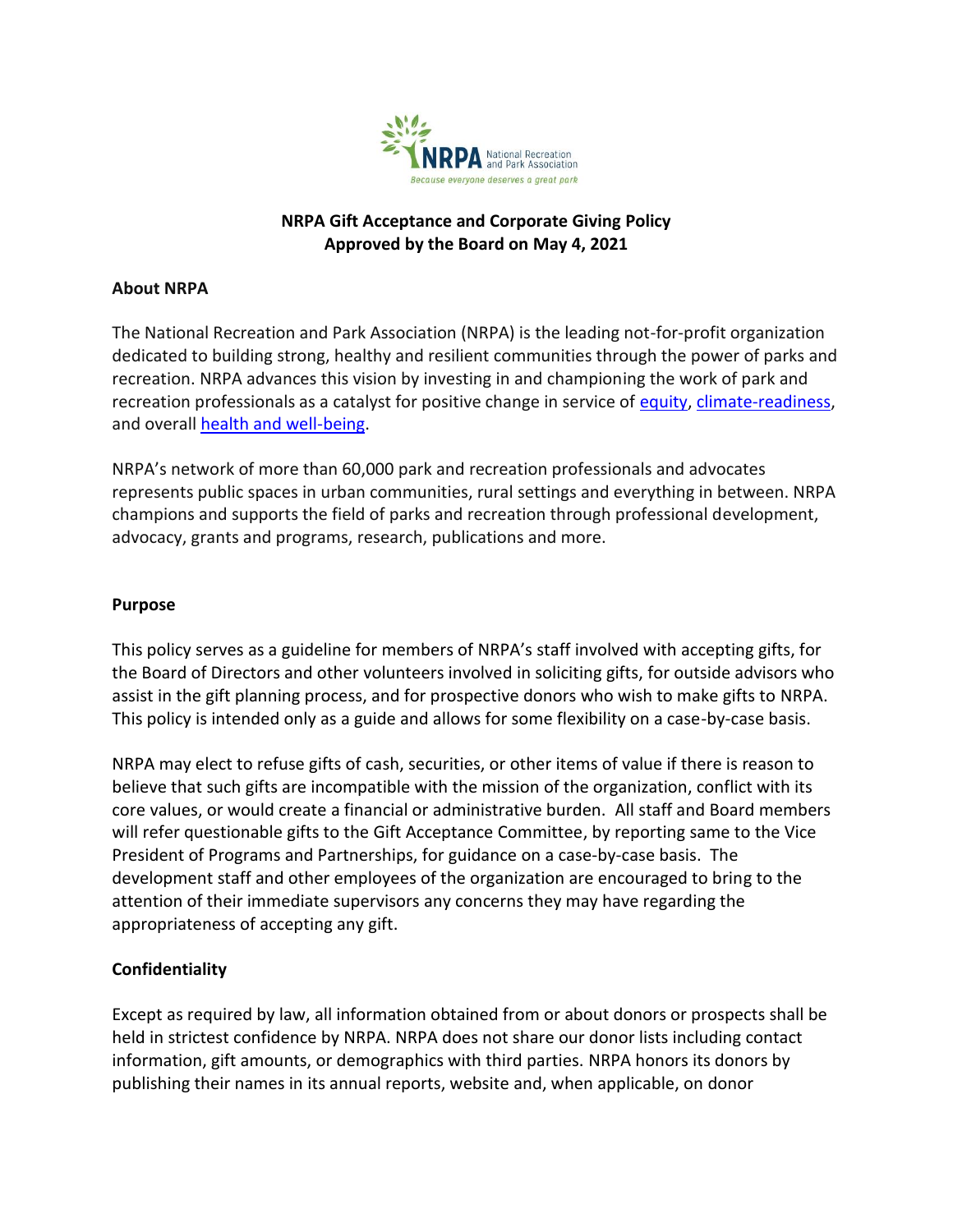# NRPA Gift Acceptance and Corporate Giving Policy
**Approved by the Board on May 4, 2021**

## About NRPA

The National Recreation and Park Association (NRPA) is the leading not-for-profit organization dedicated to building strong, healthy and resilient communities through the power of parks and recreation. NRPA advances this vision by investing in and championing the work of park and recreation professionals as a catalyst for positive change in service of equity, climate-readiness, and overall health and well-being.

NRPA's network of more than 60,000 park and recreation professionals and advocates represents public spaces in urban communities, rural settings and everything in between. NRPA champions and supports the field of parks and recreation through professional development, advocacy, grants and programs, research, publications and more.

## Purpose

This policy serves as a guideline for members of NRPA's staff involved with accepting gifts, for the Board of Directors and other volunteers involved in soliciting gifts, for outside advisors who assist in the gift planning process, and for prospective donors who wish to make gifts to NRPA. This policy is intended only as a guide and allows for some flexibility on a case-by-case basis.

NRPA may elect to refuse gifts of cash, securities, or other items of value if there is reason to believe that such gifts are incompatible with the mission of the organization, conflict with its core values, or would create a financial or administrative burden. All staff and Board members will refer questionable gifts to the Gift Acceptance Committee, by reporting same to the Vice President of Programs and Partnerships, for guidance on a case-by-case basis. The development staff and other employees of the organization are encouraged to bring to the attention of their immediate supervisors any concerns they may have regarding the appropriateness of accepting any gift.

## Confidentiality

Except as required by law, all information obtained from or about donors or prospects shall be held in strictest confidence by NRPA. NRPA does not share our donor lists including contact information, gift amounts, or demographics with third parties. NRPA honors its donors by publishing their names in its annual reports, website and, when applicable, on donor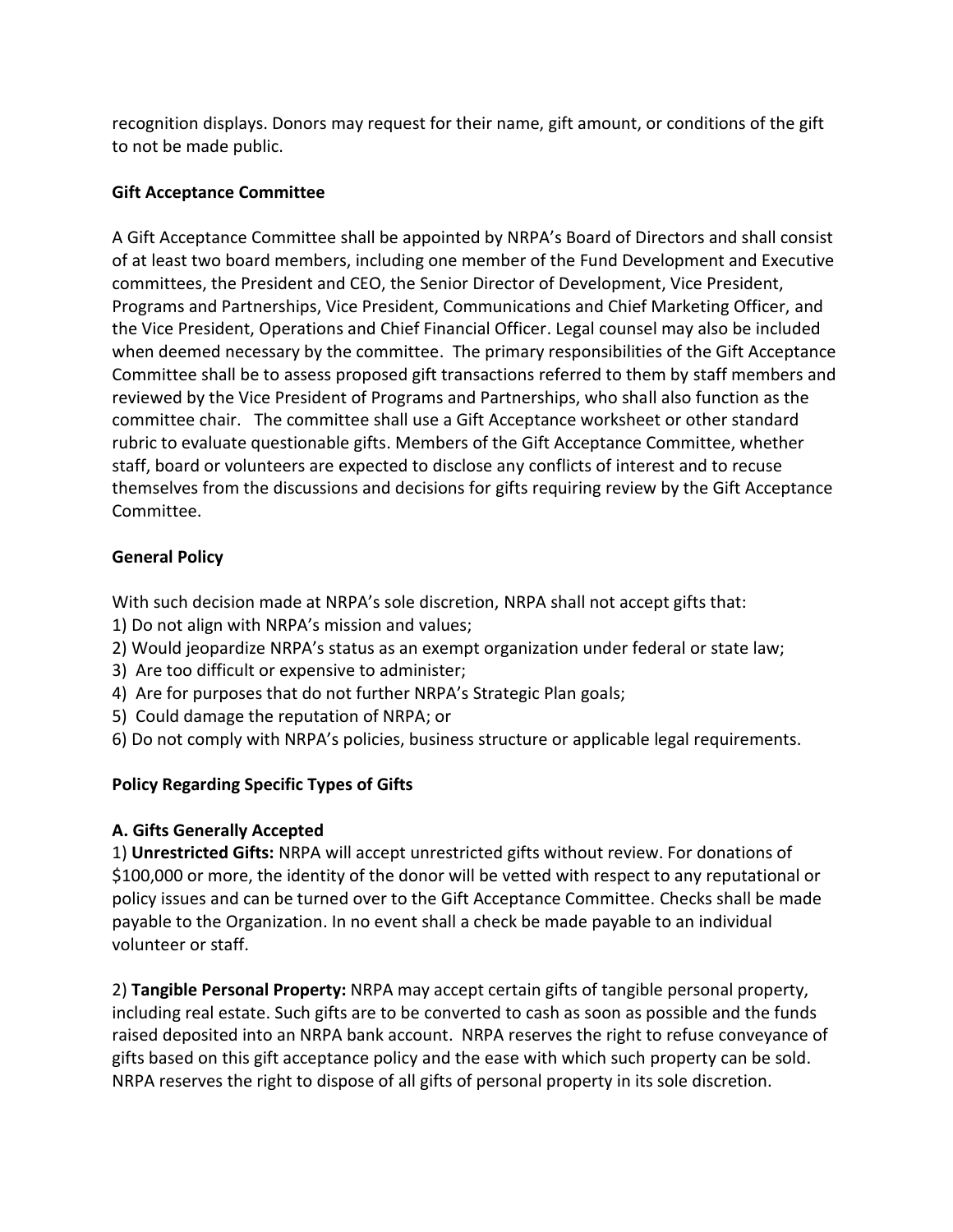recognition displays. Donors may request for their name, gift amount, or conditions of the gift to not be made public.

**Gift Acceptance Committee**

A Gift Acceptance Committee shall be appointed by NRPA's Board of Directors and shall consist of at least two board members, including one member of the Fund Development and Executive committees, the President and CEO, the Senior Director of Development, Vice President, Programs and Partnerships, Vice President, Communications and Chief Marketing Officer, and the Vice President, Operations and Chief Financial Officer. Legal counsel may also be included when deemed necessary by the committee. The primary responsibilities of the Gift Acceptance Committee shall be to assess proposed gift transactions referred to them by staff members and reviewed by the Vice President of Programs and Partnerships, who shall also function as the committee chair. The committee shall use a Gift Acceptance worksheet or other standard rubric to evaluate questionable gifts. Members of the Gift Acceptance Committee, whether staff, board or volunteers are expected to disclose any conflicts of interest and to recuse themselves from the discussions and decisions for gifts requiring review by the Gift Acceptance Committee.

**General Policy**

With such decision made at NRPA's sole discretion, NRPA shall not accept gifts that:
1) Do not align with NRPA's mission and values;
2) Would jeopardize NRPA's status as an exempt organization under federal or state law;
3) Are too difficult or expensive to administer;
4) Are for purposes that do not further NRPA's Strategic Plan goals;
5) Could damage the reputation of NRPA; or
6) Do not comply with NRPA's policies, business structure or applicable legal requirements.

**Policy Regarding Specific Types of Gifts**

**A. Gifts Generally Accepted**

1) **Unrestricted Gifts:** NRPA will accept unrestricted gifts without review. For donations of $100,000 or more, the identity of the donor will be vetted with respect to any reputational or policy issues and can be turned over to the Gift Acceptance Committee. Checks shall be made payable to the Organization. In no event shall a check be made payable to an individual volunteer or staff.

2) **Tangible Personal Property:** NRPA may accept certain gifts of tangible personal property, including real estate. Such gifts are to be converted to cash as soon as possible and the funds raised deposited into an NRPA bank account. NRPA reserves the right to refuse conveyance of gifts based on this gift acceptance policy and the ease with which such property can be sold. NRPA reserves the right to dispose of all gifts of personal property in its sole discretion.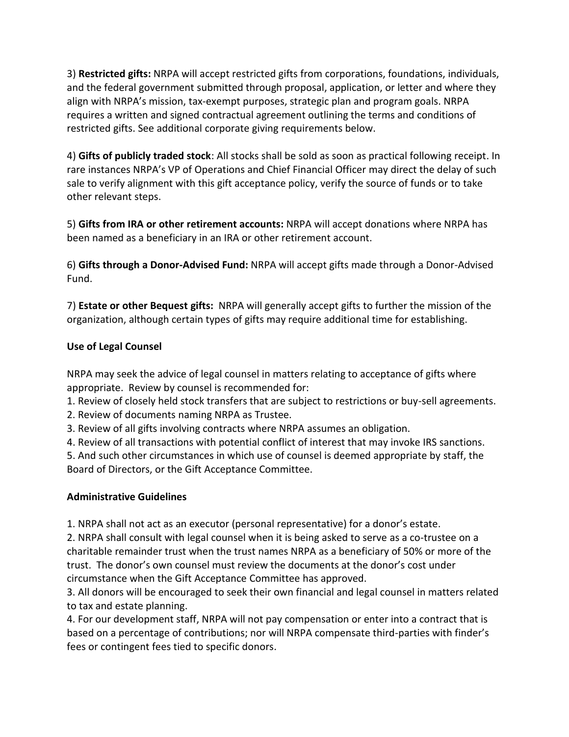3) **Restricted gifts:** NRPA will accept restricted gifts from corporations, foundations, individuals, and the federal government submitted through proposal, application, or letter and where they align with NRPA's mission, tax-exempt purposes, strategic plan and program goals. NRPA requires a written and signed contractual agreement outlining the terms and conditions of restricted gifts. See additional corporate giving requirements below.

4) **Gifts of publicly traded stock**: All stocks shall be sold as soon as practical following receipt. In rare instances NRPA's VP of Operations and Chief Financial Officer may direct the delay of such sale to verify alignment with this gift acceptance policy, verify the source of funds or to take other relevant steps.

5) **Gifts from IRA or other retirement accounts:** NRPA will accept donations where NRPA has been named as a beneficiary in an IRA or other retirement account.

6) **Gifts through a Donor-Advised Fund:** NRPA will accept gifts made through a Donor-Advised Fund.

7) **Estate or other Bequest gifts:** NRPA will generally accept gifts to further the mission of the organization, although certain types of gifts may require additional time for establishing.

**Use of Legal Counsel**

NRPA may seek the advice of legal counsel in matters relating to acceptance of gifts where appropriate. Review by counsel is recommended for:

1. Review of closely held stock transfers that are subject to restrictions or buy-sell agreements.
2. Review of documents naming NRPA as Trustee.
3. Review of all gifts involving contracts where NRPA assumes an obligation.
4. Review of all transactions with potential conflict of interest that may invoke IRS sanctions.
5. And such other circumstances in which use of counsel is deemed appropriate by staff, the Board of Directors, or the Gift Acceptance Committee.

**Administrative Guidelines**

1. NRPA shall not act as an executor (personal representative) for a donor's estate.
2. NRPA shall consult with legal counsel when it is being asked to serve as a co-trustee on a charitable remainder trust when the trust names NRPA as a beneficiary of 50% or more of the trust. The donor's own counsel must review the documents at the donor's cost under circumstance when the Gift Acceptance Committee has approved.
3. All donors will be encouraged to seek their own financial and legal counsel in matters related to tax and estate planning.
4. For our development staff, NRPA will not pay compensation or enter into a contract that is based on a percentage of contributions; nor will NRPA compensate third-parties with finder's fees or contingent fees tied to specific donors.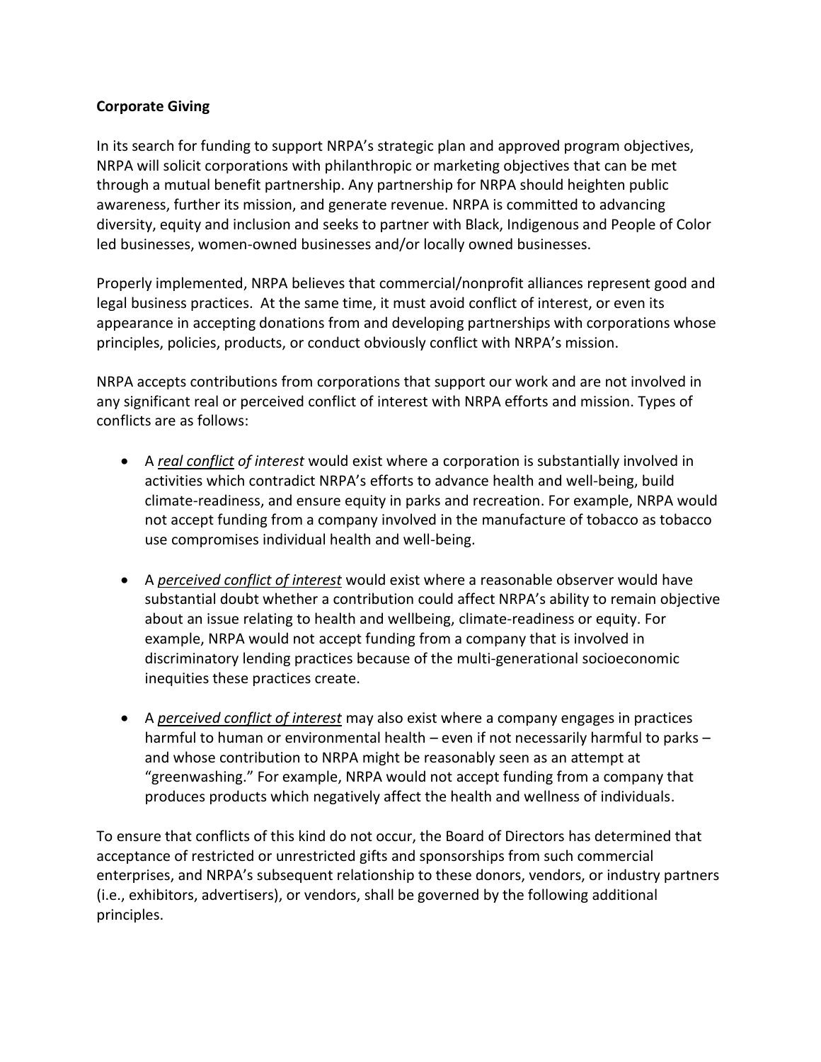**Corporate Giving**

In its search for funding to support NRPA's strategic plan and approved program objectives, NRPA will solicit corporations with philanthropic or marketing objectives that can be met through a mutual benefit partnership. Any partnership for NRPA should heighten public awareness, further its mission, and generate revenue. NRPA is committed to advancing diversity, equity and inclusion and seeks to partner with Black, Indigenous and People of Color led businesses, women-owned businesses and/or locally owned businesses.

Properly implemented, NRPA believes that commercial/nonprofit alliances represent good and legal business practices. At the same time, it must avoid conflict of interest, or even its appearance in accepting donations from and developing partnerships with corporations whose principles, policies, products, or conduct obviously conflict with NRPA's mission.

NRPA accepts contributions from corporations that support our work and are not involved in any significant real or perceived conflict of interest with NRPA efforts and mission. Types of conflicts are as follows:

- A *real conflict of interest* would exist where a corporation is substantially involved in activities which contradict NRPA's efforts to advance health and well-being, build climate-readiness, and ensure equity in parks and recreation. For example, NRPA would not accept funding from a company involved in the manufacture of tobacco as tobacco use compromises individual health and well-being.
- A *perceived conflict of interest* would exist where a reasonable observer would have substantial doubt whether a contribution could affect NRPA's ability to remain objective about an issue relating to health and wellbeing, climate-readiness or equity. For example, NRPA would not accept funding from a company that is involved in discriminatory lending practices because of the multi-generational socioeconomic inequities these practices create.
- A *perceived conflict of interest* may also exist where a company engages in practices harmful to human or environmental health – even if not necessarily harmful to parks – and whose contribution to NRPA might be reasonably seen as an attempt at "greenwashing." For example, NRPA would not accept funding from a company that produces products which negatively affect the health and wellness of individuals.

To ensure that conflicts of this kind do not occur, the Board of Directors has determined that acceptance of restricted or unrestricted gifts and sponsorships from such commercial enterprises, and NRPA's subsequent relationship to these donors, vendors, or industry partners (i.e., exhibitors, advertisers), or vendors, shall be governed by the following additional principles.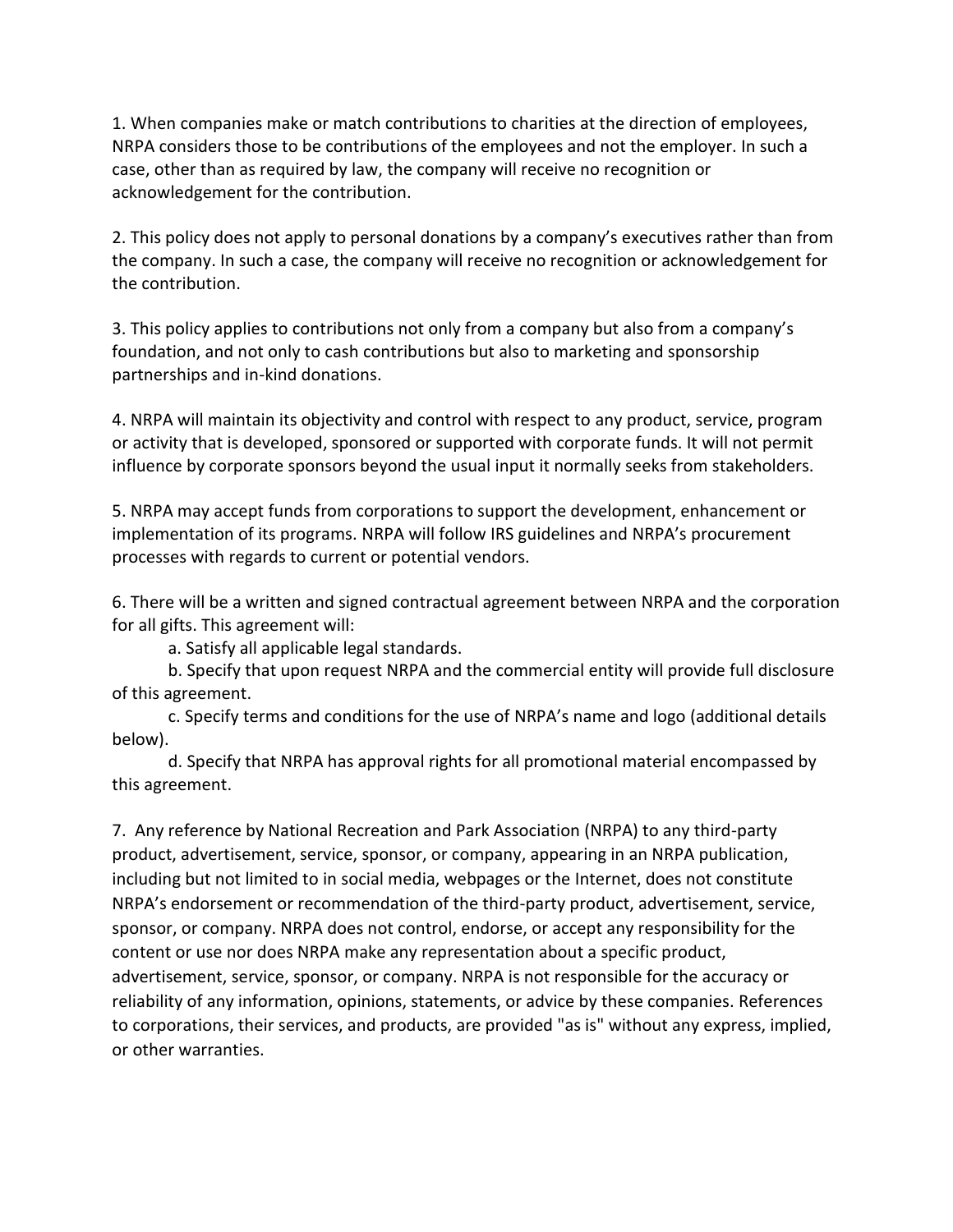1. When companies make or match contributions to charities at the direction of employees, NRPA considers those to be contributions of the employees and not the employer. In such a case, other than as required by law, the company will receive no recognition or acknowledgement for the contribution.

2. This policy does not apply to personal donations by a company's executives rather than from the company. In such a case, the company will receive no recognition or acknowledgement for the contribution.

3. This policy applies to contributions not only from a company but also from a company's foundation, and not only to cash contributions but also to marketing and sponsorship partnerships and in-kind donations.

4. NRPA will maintain its objectivity and control with respect to any product, service, program or activity that is developed, sponsored or supported with corporate funds. It will not permit influence by corporate sponsors beyond the usual input it normally seeks from stakeholders.

5. NRPA may accept funds from corporations to support the development, enhancement or implementation of its programs. NRPA will follow IRS guidelines and NRPA's procurement processes with regards to current or potential vendors.

6. There will be a written and signed contractual agreement between NRPA and the corporation for all gifts. This agreement will:

    a. Satisfy all applicable legal standards.

    b. Specify that upon request NRPA and the commercial entity will provide full disclosure of this agreement.

    c. Specify terms and conditions for the use of NRPA's name and logo (additional details below).

    d. Specify that NRPA has approval rights for all promotional material encompassed by this agreement.

7. Any reference by National Recreation and Park Association (NRPA) to any third-party product, advertisement, service, sponsor, or company, appearing in an NRPA publication, including but not limited to in social media, webpages or the Internet, does not constitute NRPA's endorsement or recommendation of the third-party product, advertisement, service, sponsor, or company. NRPA does not control, endorse, or accept any responsibility for the content or use nor does NRPA make any representation about a specific product, advertisement, service, sponsor, or company. NRPA is not responsible for the accuracy or reliability of any information, opinions, statements, or advice by these companies. References to corporations, their services, and products, are provided "as is" without any express, implied, or other warranties.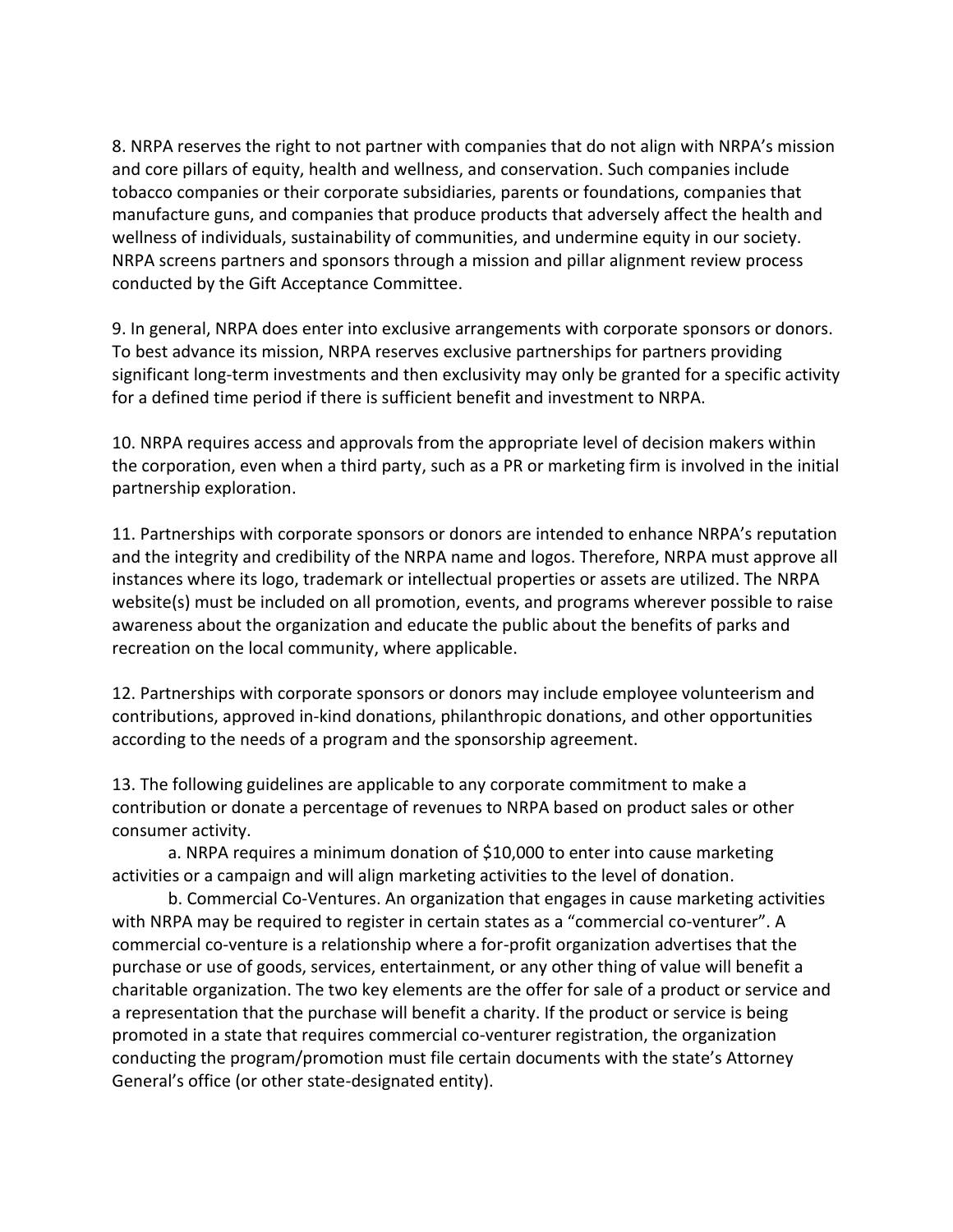8. NRPA reserves the right to not partner with companies that do not align with NRPA's mission and core pillars of equity, health and wellness, and conservation. Such companies include tobacco companies or their corporate subsidiaries, parents or foundations, companies that manufacture guns, and companies that produce products that adversely affect the health and wellness of individuals, sustainability of communities, and undermine equity in our society. NRPA screens partners and sponsors through a mission and pillar alignment review process conducted by the Gift Acceptance Committee.

9. In general, NRPA does enter into exclusive arrangements with corporate sponsors or donors. To best advance its mission, NRPA reserves exclusive partnerships for partners providing significant long-term investments and then exclusivity may only be granted for a specific activity for a defined time period if there is sufficient benefit and investment to NRPA.

10. NRPA requires access and approvals from the appropriate level of decision makers within the corporation, even when a third party, such as a PR or marketing firm is involved in the initial partnership exploration.

11. Partnerships with corporate sponsors or donors are intended to enhance NRPA's reputation and the integrity and credibility of the NRPA name and logos. Therefore, NRPA must approve all instances where its logo, trademark or intellectual properties or assets are utilized. The NRPA website(s) must be included on all promotion, events, and programs wherever possible to raise awareness about the organization and educate the public about the benefits of parks and recreation on the local community, where applicable.

12. Partnerships with corporate sponsors or donors may include employee volunteerism and contributions, approved in-kind donations, philanthropic donations, and other opportunities according to the needs of a program and the sponsorship agreement.

13. The following guidelines are applicable to any corporate commitment to make a contribution or donate a percentage of revenues to NRPA based on product sales or other consumer activity.

a. NRPA requires a minimum donation of $10,000 to enter into cause marketing activities or a campaign and will align marketing activities to the level of donation.

b. Commercial Co-Ventures. An organization that engages in cause marketing activities with NRPA may be required to register in certain states as a "commercial co-venturer". A commercial co-venture is a relationship where a for-profit organization advertises that the purchase or use of goods, services, entertainment, or any other thing of value will benefit a charitable organization. The two key elements are the offer for sale of a product or service and a representation that the purchase will benefit a charity. If the product or service is being promoted in a state that requires commercial co-venturer registration, the organization conducting the program/promotion must file certain documents with the state's Attorney General's office (or other state-designated entity).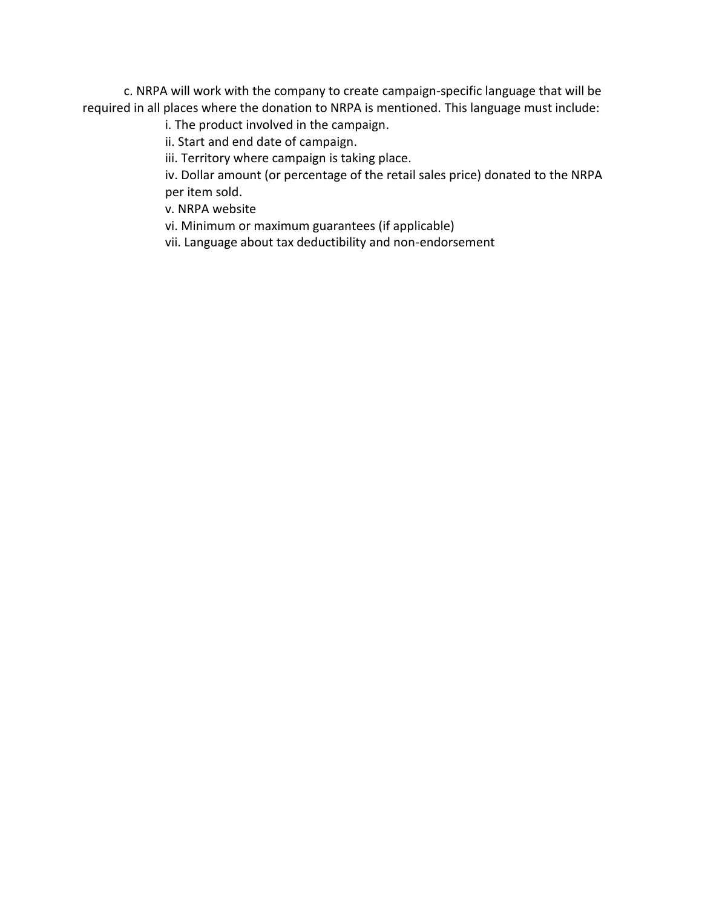c. NRPA will work with the company to create campaign-specific language that will be required in all places where the donation to NRPA is mentioned. This language must include:

i. The product involved in the campaign.

ii. Start and end date of campaign.

iii. Territory where campaign is taking place.

iv. Dollar amount (or percentage of the retail sales price) donated to the NRPA per item sold.

v. NRPA website

vi. Minimum or maximum guarantees (if applicable)

vii. Language about tax deductibility and non-endorsement